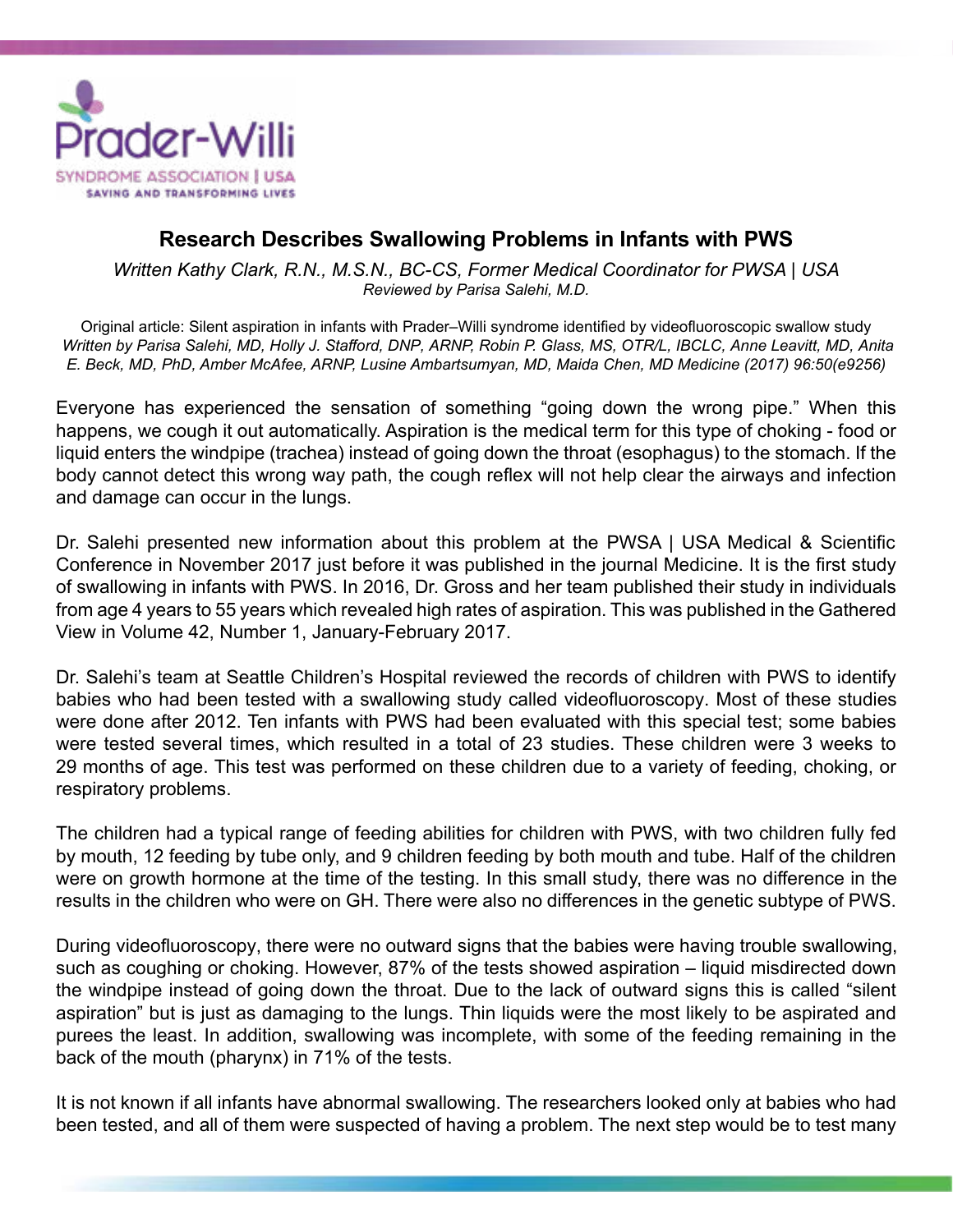Prader-Willi

SYNDROME ASSOCIATION | USA

SAVING AND TRANSFORMING LIVES

## Research Describes Swallowing Problems in Infants with PWS

*Written Kathy Clark, R.N., M.S.N., BC-CS, Former Medical Coordinator for PWSA | USA*
*Reviewed by Parisa Salehi, M.D.*

Original article: Silent aspiration in infants with Prader–Willi syndrome identified by videofluoroscopic swallow study
*Written by Parisa Salehi, MD, Holly J. Stafford, DNP, ARNP, Robin P. Glass, MS, OTR/L, IBCLC, Anne Leavitt, MD, Anita E. Beck, MD, PhD, Amber McAfee, ARNP, Lusine Ambartsumyan, MD, Maida Chen, MD Medicine (2017) 96:50(e9256)*

Everyone has experienced the sensation of something "going down the wrong pipe." When this happens, we cough it out automatically. Aspiration is the medical term for this type of choking - food or liquid enters the windpipe (trachea) instead of going down the throat (esophagus) to the stomach. If the body cannot detect this wrong way path, the cough reflex will not help clear the airways and infection and damage can occur in the lungs.

Dr. Salehi presented new information about this problem at the PWSA | USA Medical & Scientific Conference in November 2017 just before it was published in the journal Medicine. It is the first study of swallowing in infants with PWS. In 2016, Dr. Gross and her team published their study in individuals from age 4 years to 55 years which revealed high rates of aspiration. This was published in the Gathered View in Volume 42, Number 1, January-February 2017.

Dr. Salehi's team at Seattle Children's Hospital reviewed the records of children with PWS to identify babies who had been tested with a swallowing study called videofluoroscopy. Most of these studies were done after 2012. Ten infants with PWS had been evaluated with this special test; some babies were tested several times, which resulted in a total of 23 studies. These children were 3 weeks to 29 months of age. This test was performed on these children due to a variety of feeding, choking, or respiratory problems.

The children had a typical range of feeding abilities for children with PWS, with two children fully fed by mouth, 12 feeding by tube only, and 9 children feeding by both mouth and tube. Half of the children were on growth hormone at the time of the testing. In this small study, there was no difference in the results in the children who were on GH. There were also no differences in the genetic subtype of PWS.

During videofluoroscopy, there were no outward signs that the babies were having trouble swallowing, such as coughing or choking. However, 87% of the tests showed aspiration – liquid misdirected down the windpipe instead of going down the throat. Due to the lack of outward signs this is called "silent aspiration" but is just as damaging to the lungs. Thin liquids were the most likely to be aspirated and purees the least. In addition, swallowing was incomplete, with some of the feeding remaining in the back of the mouth (pharynx) in 71% of the tests.

It is not known if all infants have abnormal swallowing. The researchers looked only at babies who had been tested, and all of them were suspected of having a problem. The next step would be to test many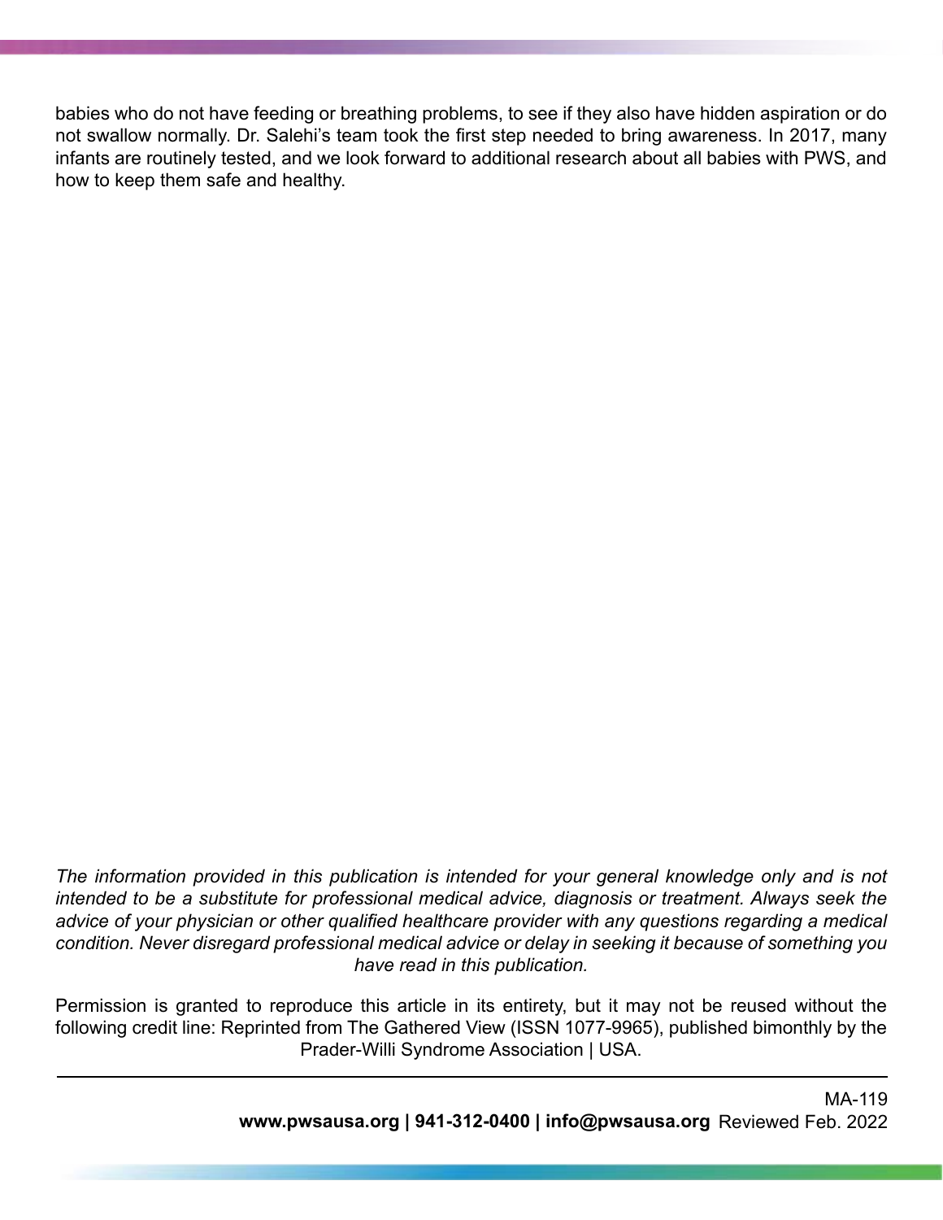babies who do not have feeding or breathing problems, to see if they also have hidden aspiration or do not swallow normally. Dr. Salehi's team took the first step needed to bring awareness. In 2017, many infants are routinely tested, and we look forward to additional research about all babies with PWS, and how to keep them safe and healthy.

*The information provided in this publication is intended for your general knowledge only and is not intended to be a substitute for professional medical advice, diagnosis or treatment. Always seek the advice of your physician or other qualified healthcare provider with any questions regarding a medical condition. Never disregard professional medical advice or delay in seeking it because of something you have read in this publication.*

Permission is granted to reproduce this article in its entirety, but it may not be reused without the following credit line: Reprinted from The Gathered View (ISSN 1077-9965), published bimonthly by the Prader-Willi Syndrome Association | USA.

MA-119

**www.pwsausa.org | 941-312-0400 | info@pwsausa.org** Reviewed Feb. 2022